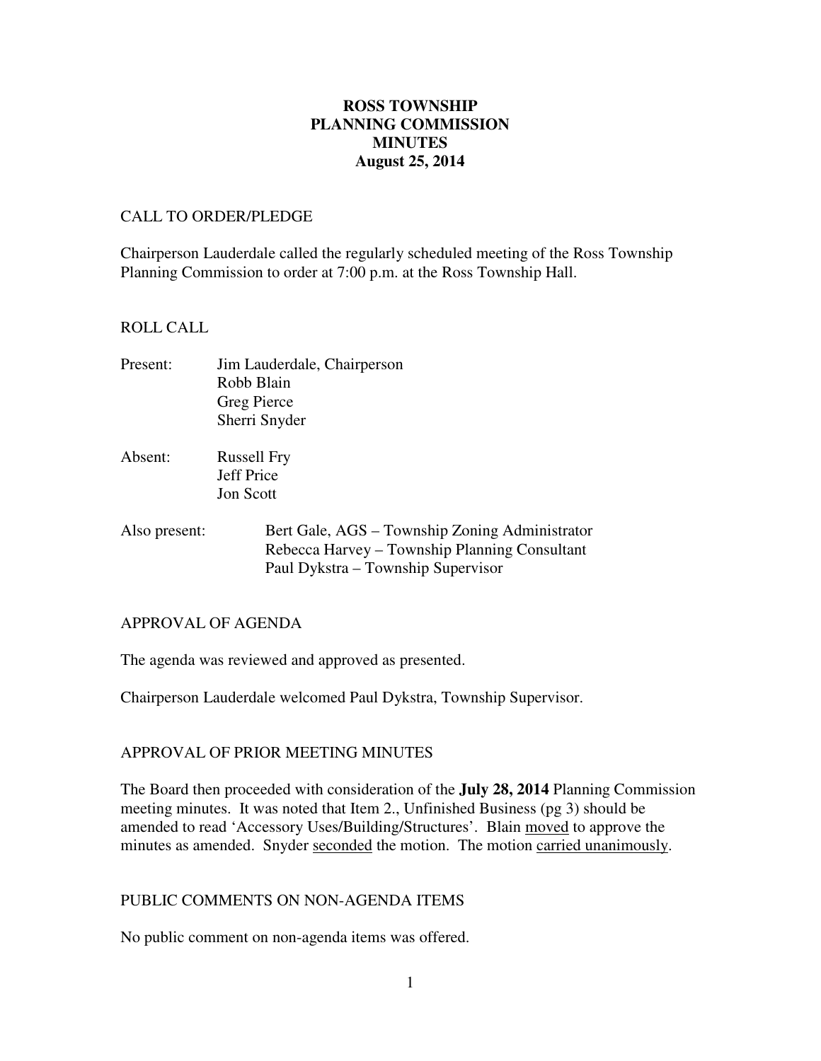# ROSS TOWNSHIP
# PLANNING COMMISSION
# MINUTES
# August 25, 2014

## CALL TO ORDER/PLEDGE

Chairperson Lauderdale called the regularly scheduled meeting of the Ross Township Planning Commission to order at 7:00 p.m. at the Ross Township Hall.

## ROLL CALL

Present: Jim Lauderdale, Chairperson
Robb Blain
Greg Pierce
Sherri Snyder

Absent: Russell Fry
Jeff Price
Jon Scott

Also present: Bert Gale, AGS – Township Zoning Administrator
Rebecca Harvey – Township Planning Consultant
Paul Dykstra – Township Supervisor

## APPROVAL OF AGENDA

The agenda was reviewed and approved as presented.

Chairperson Lauderdale welcomed Paul Dykstra, Township Supervisor.

## APPROVAL OF PRIOR MEETING MINUTES

The Board then proceeded with consideration of the **July 28, 2014** Planning Commission meeting minutes. It was noted that Item 2., Unfinished Business (pg 3) should be amended to read 'Accessory Uses/Building/Structures'. Blain moved to approve the minutes as amended. Snyder seconded the motion. The motion carried unanimously.

## PUBLIC COMMENTS ON NON-AGENDA ITEMS

No public comment on non-agenda items was offered.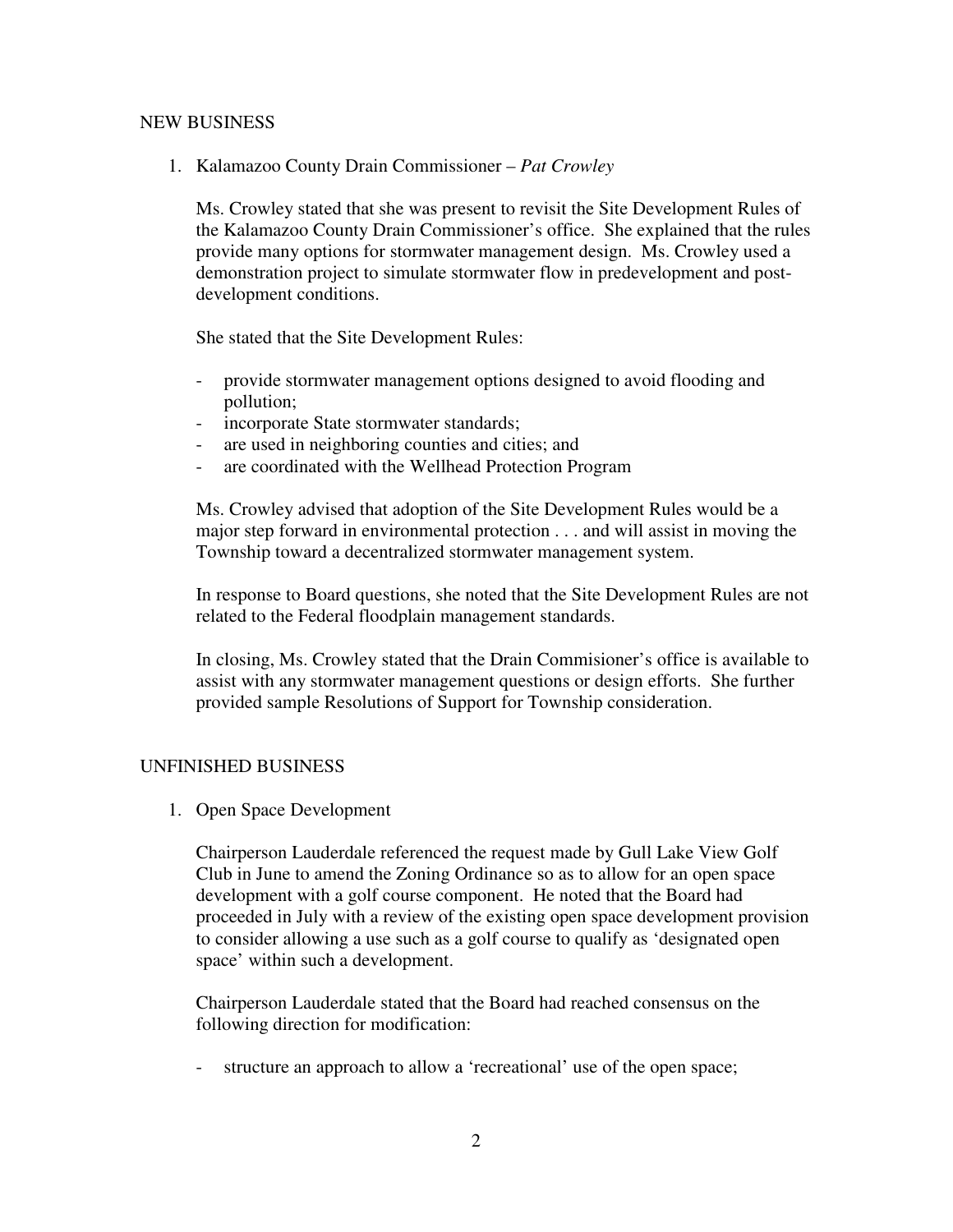## NEW BUSINESS

1. Kalamazoo County Drain Commissioner – *Pat Crowley*

   Ms. Crowley stated that she was present to revisit the Site Development Rules of the Kalamazoo County Drain Commissioner's office. She explained that the rules provide many options for stormwater management design. Ms. Crowley used a demonstration project to simulate stormwater flow in predevelopment and post-development conditions.

   She stated that the Site Development Rules:

   - provide stormwater management options designed to avoid flooding and pollution;
   - incorporate State stormwater standards;
   - are used in neighboring counties and cities; and
   - are coordinated with the Wellhead Protection Program

   Ms. Crowley advised that adoption of the Site Development Rules would be a major step forward in environmental protection . . . and will assist in moving the Township toward a decentralized stormwater management system.

   In response to Board questions, she noted that the Site Development Rules are not related to the Federal floodplain management standards.

   In closing, Ms. Crowley stated that the Drain Commisioner's office is available to assist with any stormwater management questions or design efforts. She further provided sample Resolutions of Support for Township consideration.

## UNFINISHED BUSINESS

1. Open Space Development

   Chairperson Lauderdale referenced the request made by Gull Lake View Golf Club in June to amend the Zoning Ordinance so as to allow for an open space development with a golf course component. He noted that the Board had proceeded in July with a review of the existing open space development provision to consider allowing a use such as a golf course to qualify as 'designated open space' within such a development.

   Chairperson Lauderdale stated that the Board had reached consensus on the following direction for modification:

   - structure an approach to allow a 'recreational' use of the open space;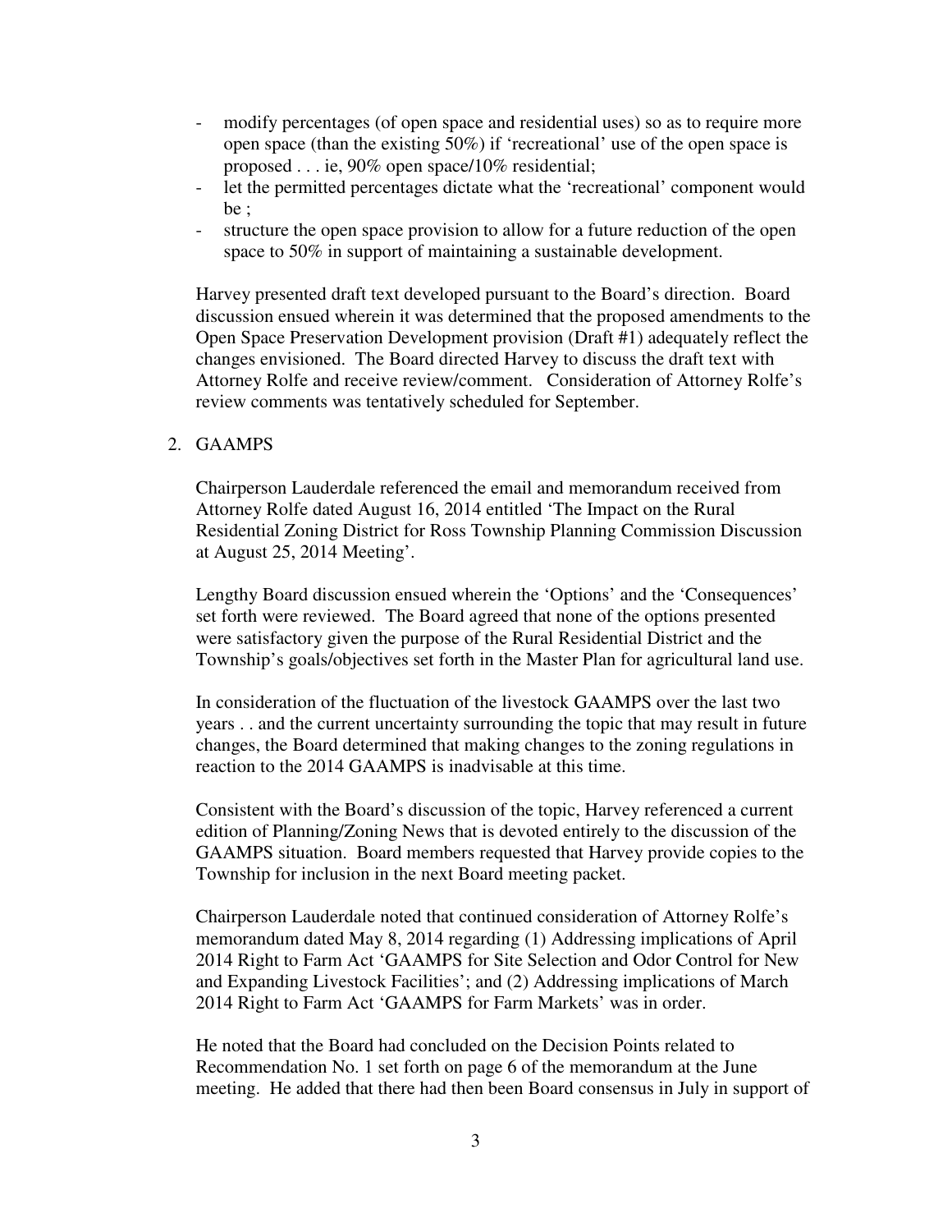- modify percentages (of open space and residential uses) so as to require more open space (than the existing 50%) if 'recreational' use of the open space is proposed . . . ie, 90% open space/10% residential;
- let the permitted percentages dictate what the 'recreational' component would be ;
- structure the open space provision to allow for a future reduction of the open space to 50% in support of maintaining a sustainable development.

Harvey presented draft text developed pursuant to the Board's direction. Board discussion ensued wherein it was determined that the proposed amendments to the Open Space Preservation Development provision (Draft #1) adequately reflect the changes envisioned. The Board directed Harvey to discuss the draft text with Attorney Rolfe and receive review/comment. Consideration of Attorney Rolfe's review comments was tentatively scheduled for September.

2. GAAMPS

Chairperson Lauderdale referenced the email and memorandum received from Attorney Rolfe dated August 16, 2014 entitled 'The Impact on the Rural Residential Zoning District for Ross Township Planning Commission Discussion at August 25, 2014 Meeting'.

Lengthy Board discussion ensued wherein the 'Options' and the 'Consequences' set forth were reviewed. The Board agreed that none of the options presented were satisfactory given the purpose of the Rural Residential District and the Township's goals/objectives set forth in the Master Plan for agricultural land use.

In consideration of the fluctuation of the livestock GAAMPS over the last two years . . and the current uncertainty surrounding the topic that may result in future changes, the Board determined that making changes to the zoning regulations in reaction to the 2014 GAAMPS is inadvisable at this time.

Consistent with the Board's discussion of the topic, Harvey referenced a current edition of Planning/Zoning News that is devoted entirely to the discussion of the GAAMPS situation. Board members requested that Harvey provide copies to the Township for inclusion in the next Board meeting packet.

Chairperson Lauderdale noted that continued consideration of Attorney Rolfe's memorandum dated May 8, 2014 regarding (1) Addressing implications of April 2014 Right to Farm Act 'GAAMPS for Site Selection and Odor Control for New and Expanding Livestock Facilities'; and (2) Addressing implications of March 2014 Right to Farm Act 'GAAMPS for Farm Markets' was in order.

He noted that the Board had concluded on the Decision Points related to Recommendation No. 1 set forth on page 6 of the memorandum at the June meeting. He added that there had then been Board consensus in July in support of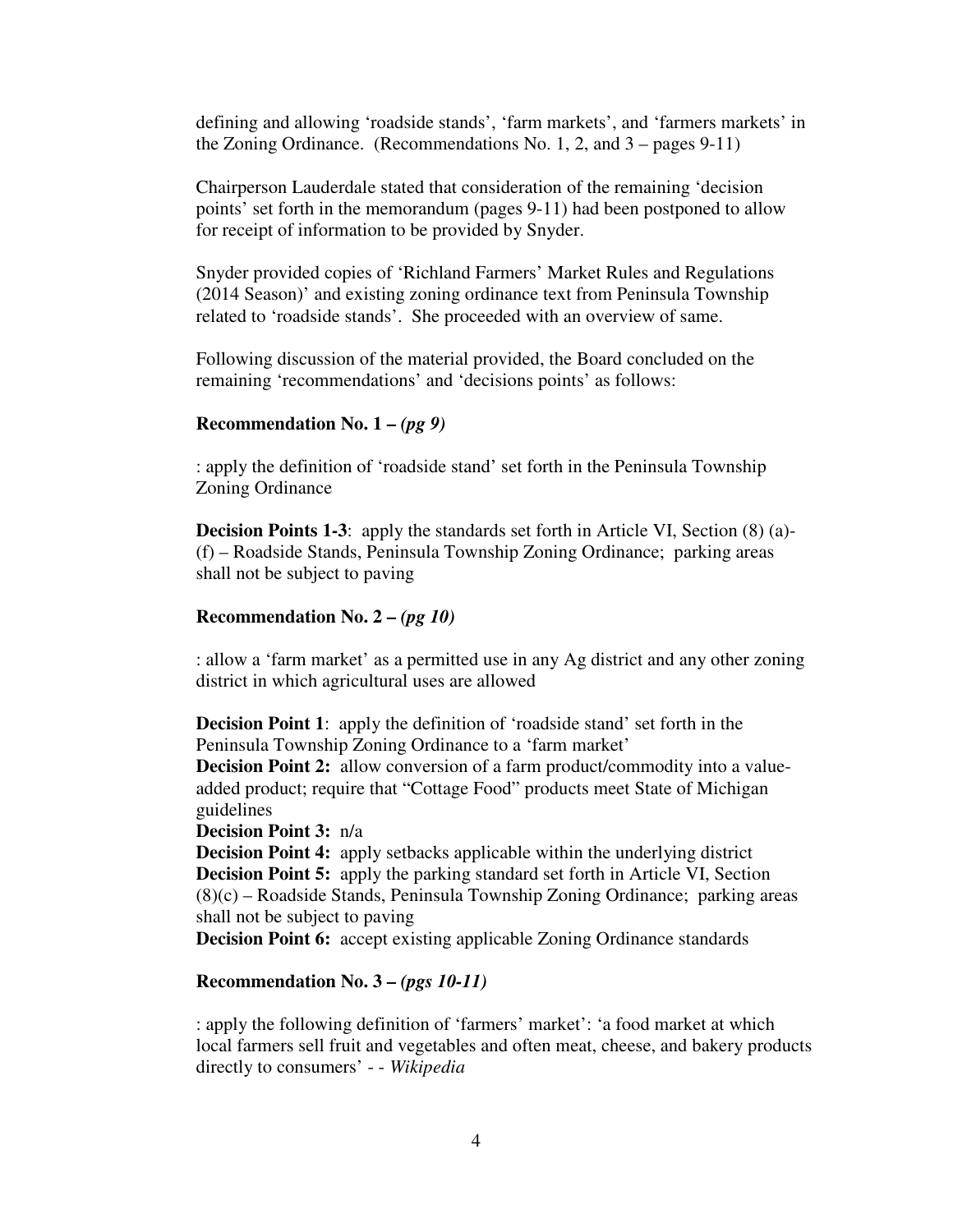defining and allowing 'roadside stands', 'farm markets', and 'farmers markets' in the Zoning Ordinance. (Recommendations No. 1, 2, and 3 – pages 9-11)

Chairperson Lauderdale stated that consideration of the remaining 'decision points' set forth in the memorandum (pages 9-11) had been postponed to allow for receipt of information to be provided by Snyder.

Snyder provided copies of 'Richland Farmers' Market Rules and Regulations (2014 Season)' and existing zoning ordinance text from Peninsula Township related to 'roadside stands'. She proceeded with an overview of same.

Following discussion of the material provided, the Board concluded on the remaining 'recommendations' and 'decisions points' as follows:

**Recommendation No. 1 –** ***(pg 9)***

: apply the definition of 'roadside stand' set forth in the Peninsula Township Zoning Ordinance

**Decision Points 1-3**: apply the standards set forth in Article VI, Section (8) (a)-(f) – Roadside Stands, Peninsula Township Zoning Ordinance; parking areas shall not be subject to paving

**Recommendation No. 2 –** ***(pg 10)***

: allow a 'farm market' as a permitted use in any Ag district and any other zoning district in which agricultural uses are allowed

**Decision Point 1**: apply the definition of 'roadside stand' set forth in the Peninsula Township Zoning Ordinance to a 'farm market'
**Decision Point 2:** allow conversion of a farm product/commodity into a value-added product; require that "Cottage Food" products meet State of Michigan guidelines
**Decision Point 3:** n/a
**Decision Point 4:** apply setbacks applicable within the underlying district
**Decision Point 5:** apply the parking standard set forth in Article VI, Section (8)(c) – Roadside Stands, Peninsula Township Zoning Ordinance; parking areas shall not be subject to paving
**Decision Point 6:** accept existing applicable Zoning Ordinance standards

**Recommendation No. 3 –** ***(pgs 10-11)***

: apply the following definition of 'farmers' market': 'a food market at which local farmers sell fruit and vegetables and often meat, cheese, and bakery products directly to consumers' - - *Wikipedia*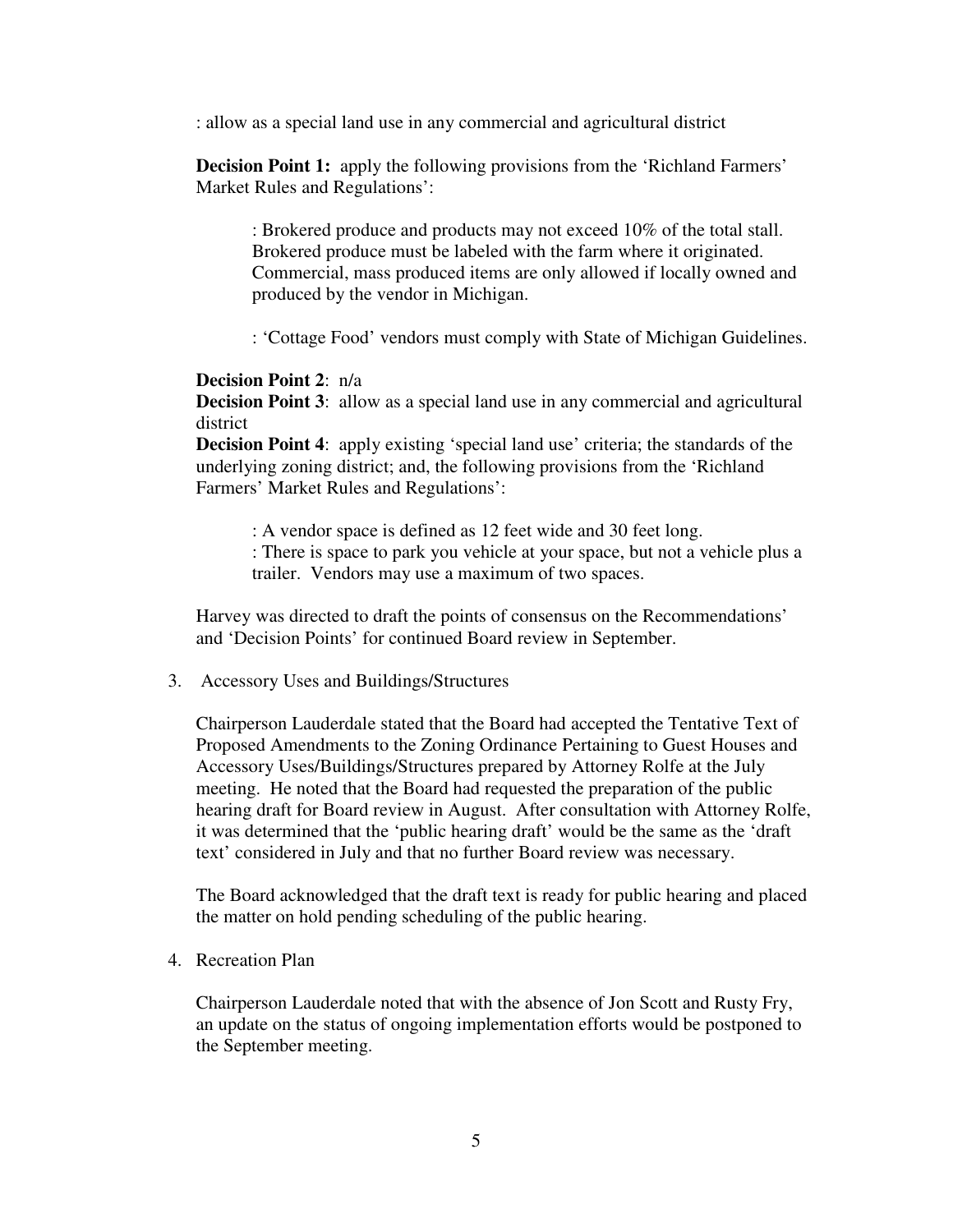: allow as a special land use in any commercial and agricultural district

**Decision Point 1:** apply the following provisions from the 'Richland Farmers' Market Rules and Regulations':

: Brokered produce and products may not exceed 10% of the total stall. Brokered produce must be labeled with the farm where it originated. Commercial, mass produced items are only allowed if locally owned and produced by the vendor in Michigan.

: 'Cottage Food' vendors must comply with State of Michigan Guidelines.

**Decision Point 2**: n/a
**Decision Point 3**: allow as a special land use in any commercial and agricultural district
**Decision Point 4**: apply existing 'special land use' criteria; the standards of the underlying zoning district; and, the following provisions from the 'Richland Farmers' Market Rules and Regulations':

: A vendor space is defined as 12 feet wide and 30 feet long.
: There is space to park you vehicle at your space, but not a vehicle plus a trailer. Vendors may use a maximum of two spaces.

Harvey was directed to draft the points of consensus on the Recommendations' and 'Decision Points' for continued Board review in September.

3. Accessory Uses and Buildings/Structures

Chairperson Lauderdale stated that the Board had accepted the Tentative Text of Proposed Amendments to the Zoning Ordinance Pertaining to Guest Houses and Accessory Uses/Buildings/Structures prepared by Attorney Rolfe at the July meeting. He noted that the Board had requested the preparation of the public hearing draft for Board review in August. After consultation with Attorney Rolfe, it was determined that the 'public hearing draft' would be the same as the 'draft text' considered in July and that no further Board review was necessary.

The Board acknowledged that the draft text is ready for public hearing and placed the matter on hold pending scheduling of the public hearing.

4. Recreation Plan

Chairperson Lauderdale noted that with the absence of Jon Scott and Rusty Fry, an update on the status of ongoing implementation efforts would be postponed to the September meeting.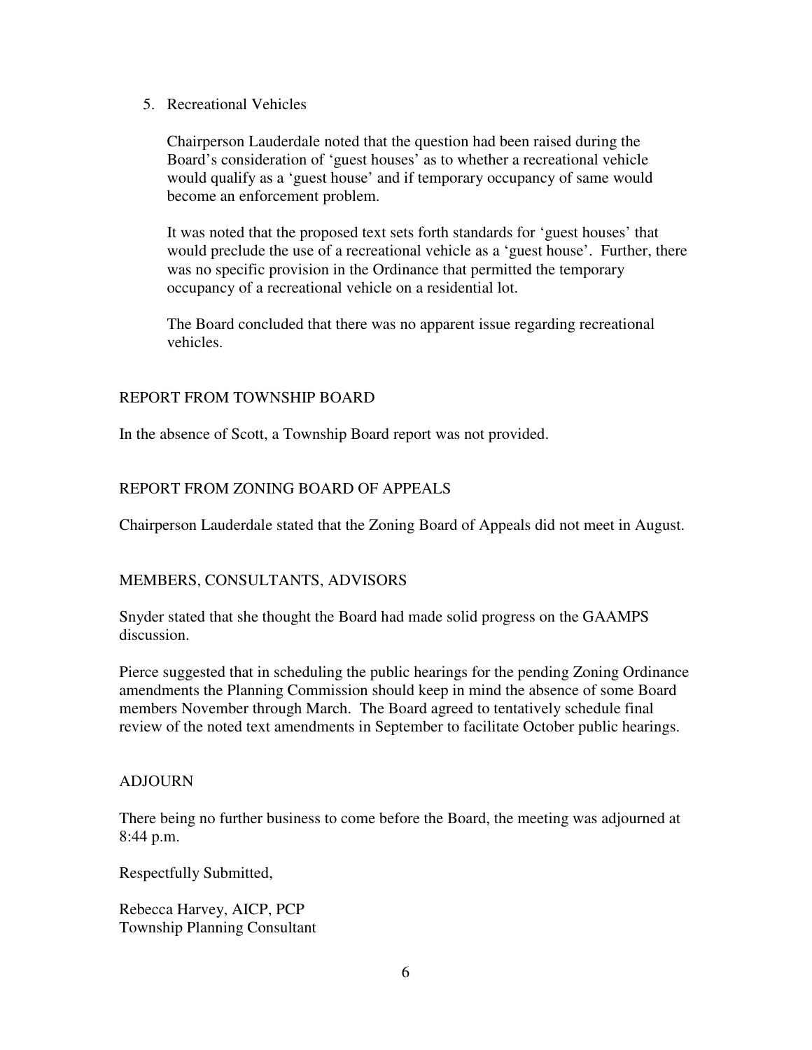5. Recreational Vehicles

   Chairperson Lauderdale noted that the question had been raised during the Board's consideration of 'guest houses' as to whether a recreational vehicle would qualify as a 'guest house' and if temporary occupancy of same would become an enforcement problem.

   It was noted that the proposed text sets forth standards for 'guest houses' that would preclude the use of a recreational vehicle as a 'guest house'. Further, there was no specific provision in the Ordinance that permitted the temporary occupancy of a recreational vehicle on a residential lot.

   The Board concluded that there was no apparent issue regarding recreational vehicles.

## REPORT FROM TOWNSHIP BOARD

In the absence of Scott, a Township Board report was not provided.

## REPORT FROM ZONING BOARD OF APPEALS

Chairperson Lauderdale stated that the Zoning Board of Appeals did not meet in August.

## MEMBERS, CONSULTANTS, ADVISORS

Snyder stated that she thought the Board had made solid progress on the GAAMPS discussion.

Pierce suggested that in scheduling the public hearings for the pending Zoning Ordinance amendments the Planning Commission should keep in mind the absence of some Board members November through March. The Board agreed to tentatively schedule final review of the noted text amendments in September to facilitate October public hearings.

## ADJOURN

There being no further business to come before the Board, the meeting was adjourned at 8:44 p.m.

Respectfully Submitted,

Rebecca Harvey, AICP, PCP
Township Planning Consultant